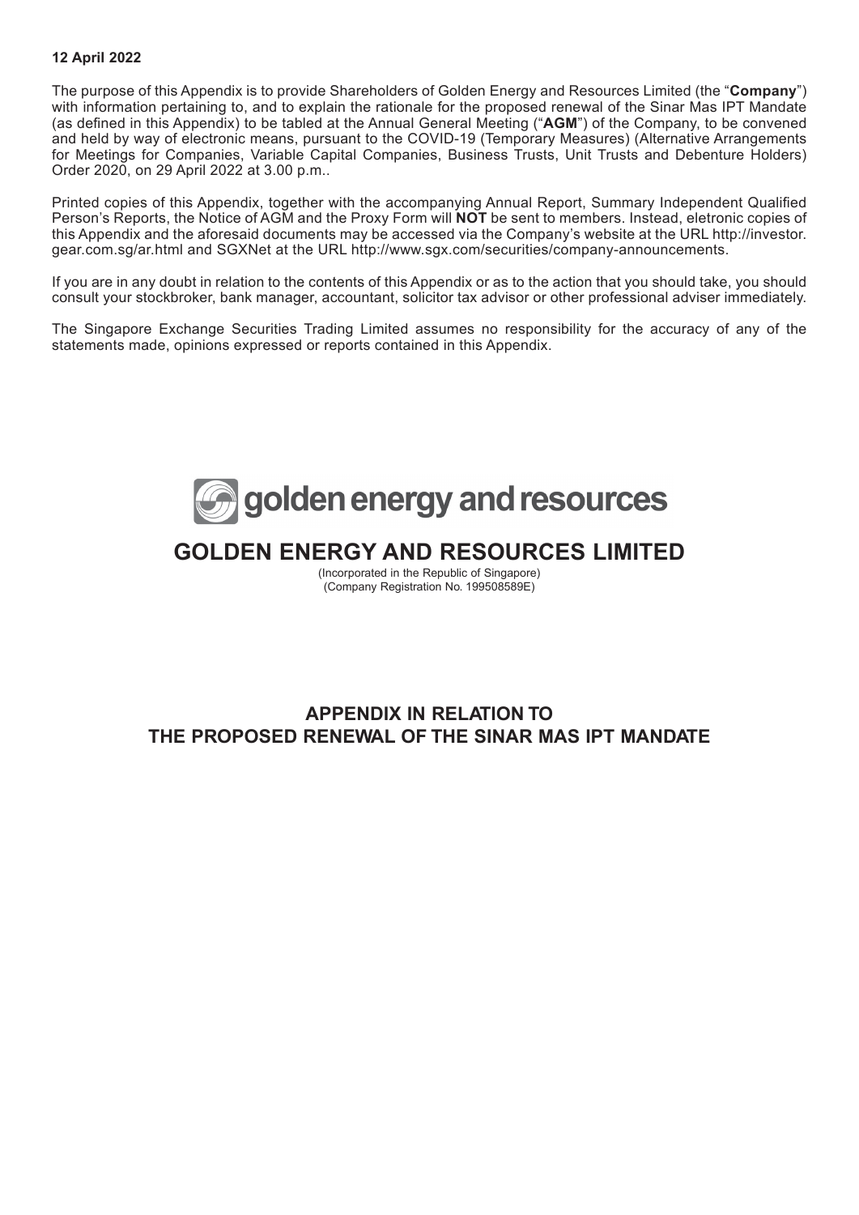**12 April 2022**

The purpose of this Appendix is to provide Shareholders of Golden Energy and Resources Limited (the "**Company**") with information pertaining to, and to explain the rationale for the proposed renewal of the Sinar Mas IPT Mandate (as defined in this Appendix) to be tabled at the Annual General Meeting ("**AGM**") of the Company, to be convened and held by way of electronic means, pursuant to the COVID-19 (Temporary Measures) (Alternative Arrangements for Meetings for Companies, Variable Capital Companies, Business Trusts, Unit Trusts and Debenture Holders) Order 2020, on 29 April 2022 at 3.00 p.m..

Printed copies of this Appendix, together with the accompanying Annual Report, Summary Independent Qualified Person's Reports, the Notice of AGM and the Proxy Form will **NOT** be sent to members. Instead, eletronic copies of this Appendix and the aforesaid documents may be accessed via the Company's website at the URL http://investor.gear.com.sg/ar.html and SGXNet at the URL http://www.sgx.com/securities/company-announcements.

If you are in any doubt in relation to the contents of this Appendix or as to the action that you should take, you should consult your stockbroker, bank manager, accountant, solicitor tax advisor or other professional adviser immediately.

The Singapore Exchange Securities Trading Limited assumes no responsibility for the accuracy of any of the statements made, opinions expressed or reports contained in this Appendix.

golden energy and resources

# GOLDEN ENERGY AND RESOURCES LIMITED

(Incorporated in the Republic of Singapore)
(Company Registration No. 199508589E)

## APPENDIX IN RELATION TO THE PROPOSED RENEWAL OF THE SINAR MAS IPT MANDATE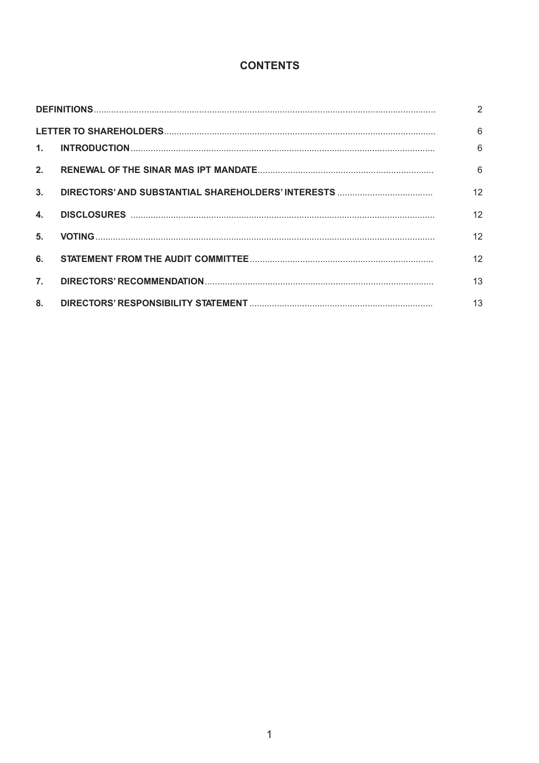# CONTENTS

| | | |
|---|---|---|
| **DEFINITIONS** | | 2 |
| **LETTER TO SHAREHOLDERS** | | 6 |
| **1.** | **INTRODUCTION** | 6 |
| **2.** | **RENEWAL OF THE SINAR MAS IPT MANDATE** | 6 |
| **3.** | **DIRECTORS' AND SUBSTANTIAL SHAREHOLDERS' INTERESTS** | 12 |
| **4.** | **DISCLOSURES** | 12 |
| **5.** | **VOTING** | 12 |
| **6.** | **STATEMENT FROM THE AUDIT COMMITTEE** | 12 |
| **7.** | **DIRECTORS' RECOMMENDATION** | 13 |
| **8.** | **DIRECTORS' RESPONSIBILITY STATEMENT** | 13 |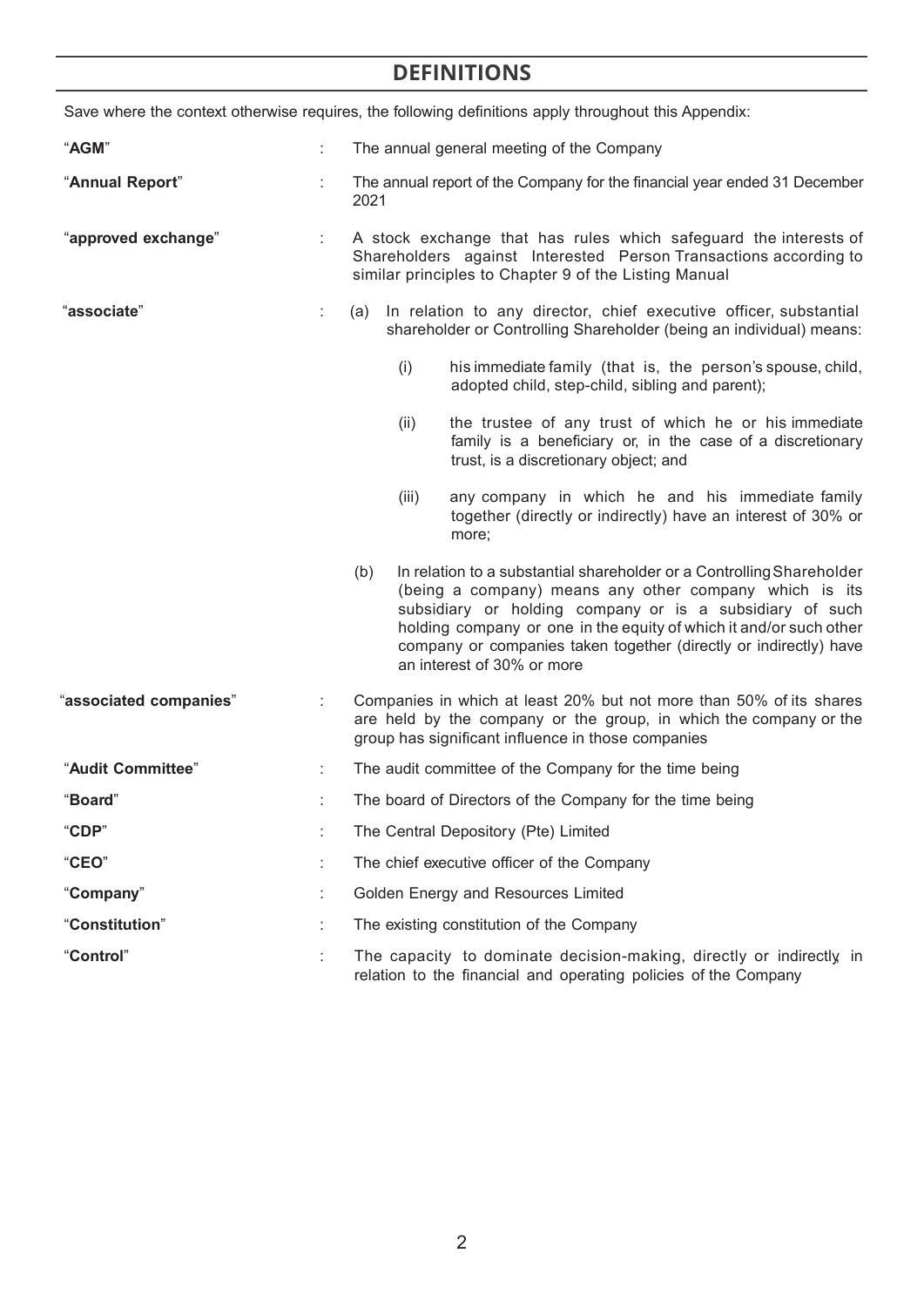# DEFINITIONS

Save where the context otherwise requires, the following definitions apply throughout this Appendix:

| | | |
|---|---|---|
| "**AGM**" | : | The annual general meeting of the Company |
| "**Annual Report**" | : | The annual report of the Company for the financial year ended 31 December 2021 |
| "**approved exchange**" | : | A stock exchange that has rules which safeguard the interests of Shareholders against Interested Person Transactions according to similar principles to Chapter 9 of the Listing Manual |
| "**associate**" | : | (a) In relation to any director, chief executive officer, substantial shareholder or Controlling Shareholder (being an individual) means:<br><br>(i) his immediate family (that is, the person's spouse, child, adopted child, step-child, sibling and parent);<br><br>(ii) the trustee of any trust of which he or his immediate family is a beneficiary or, in the case of a discretionary trust, is a discretionary object; and<br><br>(iii) any company in which he and his immediate family together (directly or indirectly) have an interest of 30% or more;<br><br>(b) In relation to a substantial shareholder or a Controlling Shareholder (being a company) means any other company which is its subsidiary or holding company or is a subsidiary of such holding company or one in the equity of which it and/or such other company or companies taken together (directly or indirectly) have an interest of 30% or more |
| "**associated companies**" | : | Companies in which at least 20% but not more than 50% of its shares are held by the company or the group, in which the company or the group has significant influence in those companies |
| "**Audit Committee**" | : | The audit committee of the Company for the time being |
| "**Board**" | : | The board of Directors of the Company for the time being |
| "**CDP**" | : | The Central Depository (Pte) Limited |
| "**CEO**" | : | The chief executive officer of the Company |
| "**Company**" | : | Golden Energy and Resources Limited |
| "**Constitution**" | : | The existing constitution of the Company |
| "**Control**" | : | The capacity to dominate decision-making, directly or indirectly, in relation to the financial and operating policies of the Company |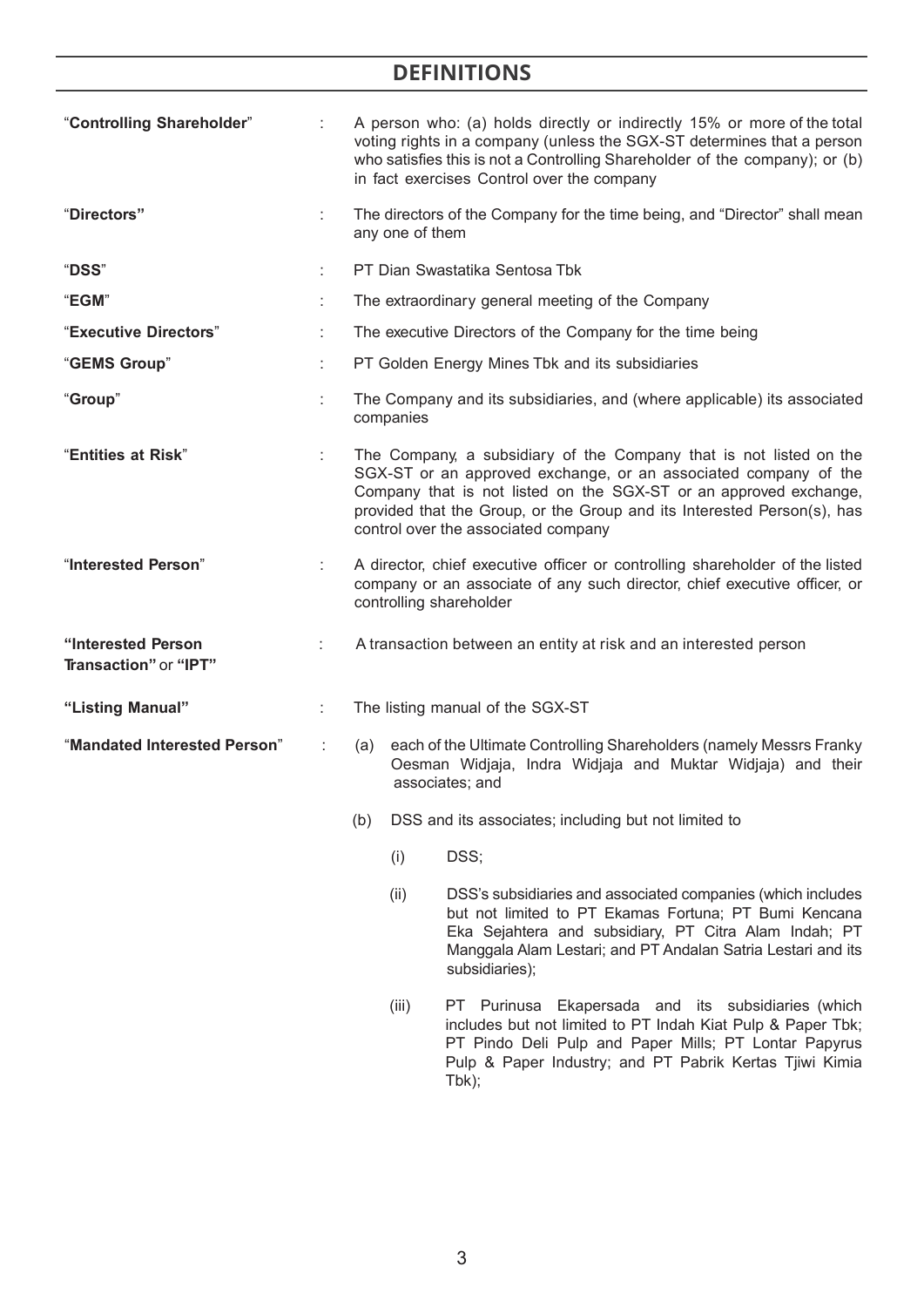## DEFINITIONS

| | | |
|---|---|---|
| "**Controlling Shareholder**" | : | A person who: (a) holds directly or indirectly 15% or more of the total voting rights in a company (unless the SGX-ST determines that a person who satisfies this is not a Controlling Shareholder of the company); or (b) in fact exercises Control over the company |
| "**Directors**" | : | The directors of the Company for the time being, and "Director" shall mean any one of them |
| "**DSS**" | : | PT Dian Swastatika Sentosa Tbk |
| "**EGM**" | : | The extraordinary general meeting of the Company |
| "**Executive Directors**" | : | The executive Directors of the Company for the time being |
| "**GEMS Group**" | : | PT Golden Energy Mines Tbk and its subsidiaries |
| "**Group**" | : | The Company and its subsidiaries, and (where applicable) its associated companies |
| "**Entities at Risk**" | : | The Company, a subsidiary of the Company that is not listed on the SGX-ST or an approved exchange, or an associated company of the Company that is not listed on the SGX-ST or an approved exchange, provided that the Group, or the Group and its Interested Person(s), has control over the associated company |
| "**Interested Person**" | : | A director, chief executive officer or controlling shareholder of the listed company or an associate of any such director, chief executive officer, or controlling shareholder |
| "**Interested Person Transaction**" or "**IPT**" | : | A transaction between an entity at risk and an interested person |
| "**Listing Manual**" | : | The listing manual of the SGX-ST |
| "**Mandated Interested Person**" | : | (a) each of the Ultimate Controlling Shareholders (namely Messrs Franky Oesman Widjaja, Indra Widjaja and Muktar Widjaja) and their associates; and<br><br>(b) DSS and its associates; including but not limited to<br><br>(i) DSS;<br><br>(ii) DSS's subsidiaries and associated companies (which includes but not limited to PT Ekamas Fortuna; PT Bumi Kencana Eka Sejahtera and subsidiary, PT Citra Alam Indah; PT Manggala Alam Lestari; and PT Andalan Satria Lestari and its subsidiaries);<br><br>(iii) PT Purinusa Ekapersada and its subsidiaries (which includes but not limited to PT Indah Kiat Pulp & Paper Tbk; PT Pindo Deli Pulp and Paper Mills; PT Lontar Papyrus Pulp & Paper Industry; and PT Pabrik Kertas Tjiwi Kimia Tbk); |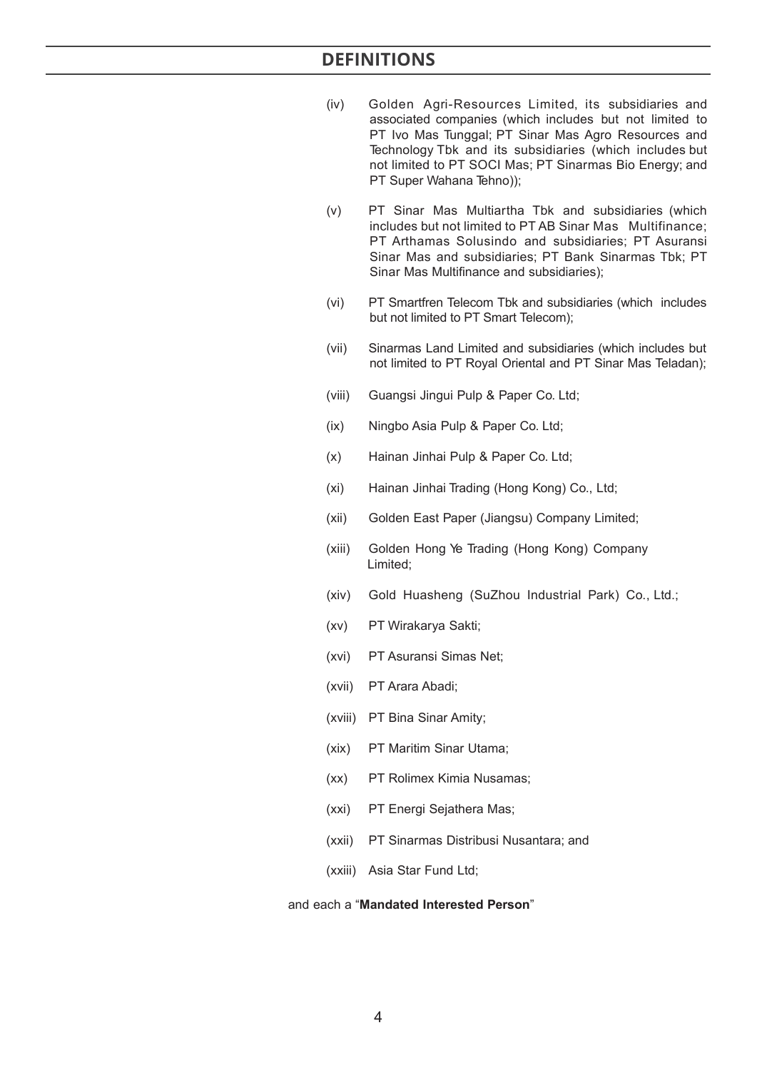# DEFINITIONS

(iv) Golden Agri-Resources Limited, its subsidiaries and associated companies (which includes but not limited to PT Ivo Mas Tunggal; PT Sinar Mas Agro Resources and Technology Tbk and its subsidiaries (which includes but not limited to PT SOCI Mas; PT Sinarmas Bio Energy; and PT Super Wahana Tehno));

(v) PT Sinar Mas Multiartha Tbk and subsidiaries (which includes but not limited to PT AB Sinar Mas Multifinance; PT Arthamas Solusindo and subsidiaries; PT Asuransi Sinar Mas and subsidiaries; PT Bank Sinarmas Tbk; PT Sinar Mas Multifinance and subsidiaries);

(vi) PT Smartfren Telecom Tbk and subsidiaries (which includes but not limited to PT Smart Telecom);

(vii) Sinarmas Land Limited and subsidiaries (which includes but not limited to PT Royal Oriental and PT Sinar Mas Teladan);

(viii) Guangsi Jingui Pulp & Paper Co. Ltd;

(ix) Ningbo Asia Pulp & Paper Co. Ltd;

(x) Hainan Jinhai Pulp & Paper Co. Ltd;

(xi) Hainan Jinhai Trading (Hong Kong) Co., Ltd;

(xii) Golden East Paper (Jiangsu) Company Limited;

(xiii) Golden Hong Ye Trading (Hong Kong) Company Limited;

(xiv) Gold Huasheng (SuZhou Industrial Park) Co., Ltd.;

(xv) PT Wirakarya Sakti;

(xvi) PT Asuransi Simas Net;

(xvii) PT Arara Abadi;

(xviii) PT Bina Sinar Amity;

(xix) PT Maritim Sinar Utama;

(xx) PT Rolimex Kimia Nusamas;

(xxi) PT Energi Sejathera Mas;

(xxii) PT Sinarmas Distribusi Nusantara; and

(xxiii) Asia Star Fund Ltd;

and each a "**Mandated Interested Person**"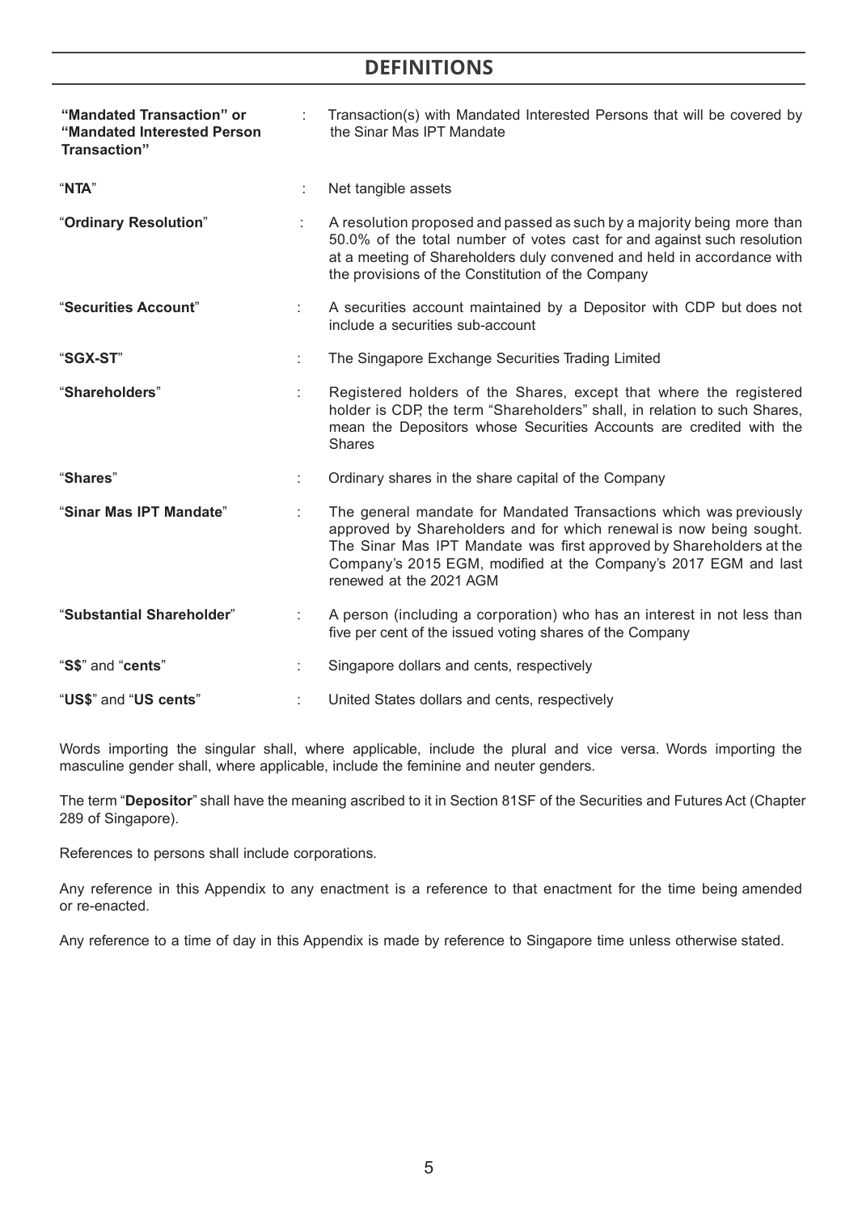## DEFINITIONS

| | | |
|---|---|---|
| **"Mandated Transaction" or "Mandated Interested Person Transaction"** | : | Transaction(s) with Mandated Interested Persons that will be covered by the Sinar Mas IPT Mandate |
| "**NTA**" | : | Net tangible assets |
| "**Ordinary Resolution**" | : | A resolution proposed and passed as such by a majority being more than 50.0% of the total number of votes cast for and against such resolution at a meeting of Shareholders duly convened and held in accordance with the provisions of the Constitution of the Company |
| "**Securities Account**" | : | A securities account maintained by a Depositor with CDP but does not include a securities sub-account |
| "**SGX-ST**" | : | The Singapore Exchange Securities Trading Limited |
| "**Shareholders**" | : | Registered holders of the Shares, except that where the registered holder is CDP, the term "Shareholders" shall, in relation to such Shares, mean the Depositors whose Securities Accounts are credited with the Shares |
| "**Shares**" | : | Ordinary shares in the share capital of the Company |
| "**Sinar Mas IPT Mandate**" | : | The general mandate for Mandated Transactions which was previously approved by Shareholders and for which renewal is now being sought. The Sinar Mas IPT Mandate was first approved by Shareholders at the Company's 2015 EGM, modified at the Company's 2017 EGM and last renewed at the 2021 AGM |
| "**Substantial Shareholder**" | : | A person (including a corporation) who has an interest in not less than five per cent of the issued voting shares of the Company |
| "**S$**" and "**cents**" | : | Singapore dollars and cents, respectively |
| "**US$**" and "**US cents**" | : | United States dollars and cents, respectively |

Words importing the singular shall, where applicable, include the plural and vice versa. Words importing the masculine gender shall, where applicable, include the feminine and neuter genders.

The term "**Depositor**" shall have the meaning ascribed to it in Section 81SF of the Securities and Futures Act (Chapter 289 of Singapore).

References to persons shall include corporations.

Any reference in this Appendix to any enactment is a reference to that enactment for the time being amended or re-enacted.

Any reference to a time of day in this Appendix is made by reference to Singapore time unless otherwise stated.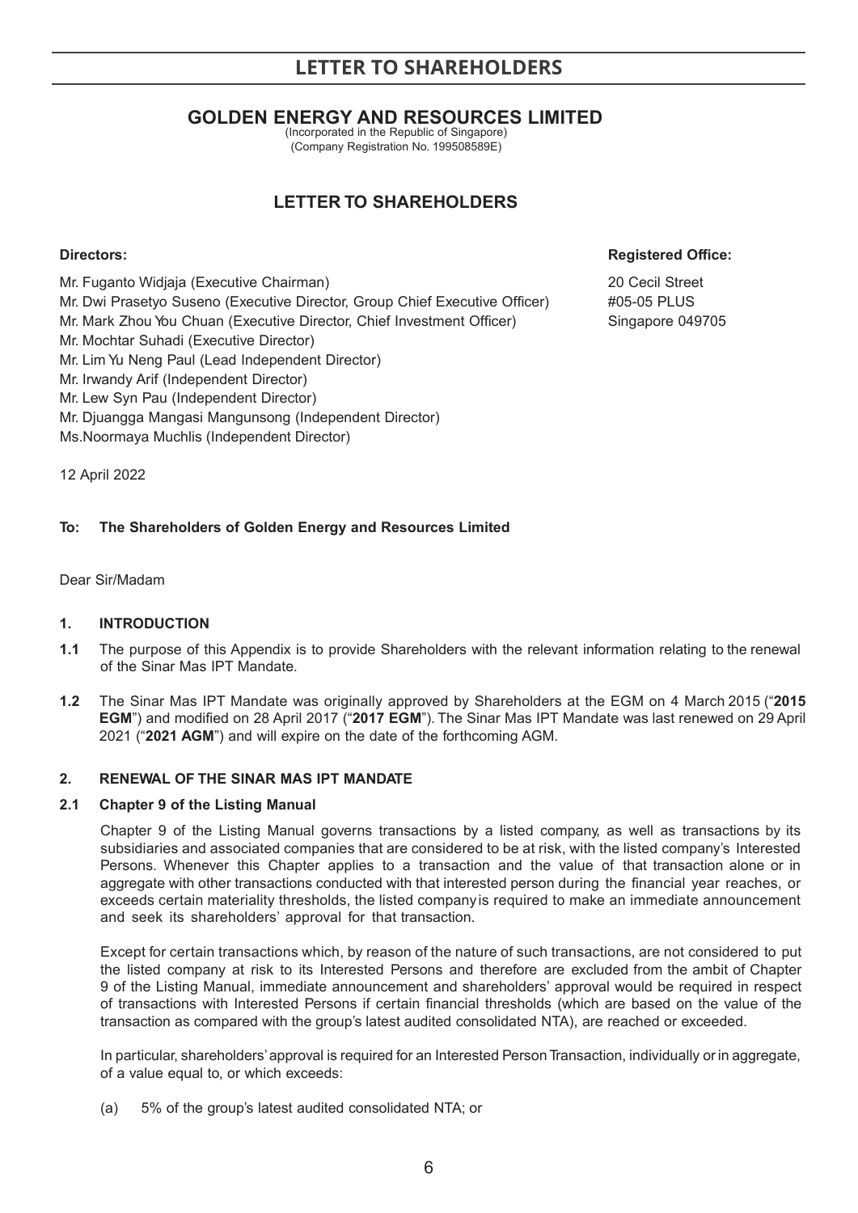# LETTER TO SHAREHOLDERS

## GOLDEN ENERGY AND RESOURCES LIMITED

(Incorporated in the Republic of Singapore)
(Company Registration No. 199508589E)

## LETTER TO SHAREHOLDERS

**Directors:**

Mr. Fuganto Widjaja (Executive Chairman)
Mr. Dwi Prasetyo Suseno (Executive Director, Group Chief Executive Officer)
Mr. Mark Zhou You Chuan (Executive Director, Chief Investment Officer)
Mr. Mochtar Suhadi (Executive Director)
Mr. Lim Yu Neng Paul (Lead Independent Director)
Mr. Irwandy Arif (Independent Director)
Mr. Lew Syn Pau (Independent Director)
Mr. Djuangga Mangasi Mangunsong (Independent Director)
Ms.Noormaya Muchlis (Independent Director)

**Registered Office:**

20 Cecil Street
#05-05 PLUS
Singapore 049705

12 April 2022

**To: The Shareholders of Golden Energy and Resources Limited**

Dear Sir/Madam

**1. INTRODUCTION**

**1.1** The purpose of this Appendix is to provide Shareholders with the relevant information relating to the renewal of the Sinar Mas IPT Mandate.

**1.2** The Sinar Mas IPT Mandate was originally approved by Shareholders at the EGM on 4 March 2015 ("**2015 EGM**") and modified on 28 April 2017 ("**2017 EGM**"). The Sinar Mas IPT Mandate was last renewed on 29 April 2021 ("**2021 AGM**") and will expire on the date of the forthcoming AGM.

**2. RENEWAL OF THE SINAR MAS IPT MANDATE**

**2.1 Chapter 9 of the Listing Manual**

Chapter 9 of the Listing Manual governs transactions by a listed company, as well as transactions by its subsidiaries and associated companies that are considered to be at risk, with the listed company's Interested Persons. Whenever this Chapter applies to a transaction and the value of that transaction alone or in aggregate with other transactions conducted with that interested person during the financial year reaches, or exceeds certain materiality thresholds, the listed companyis required to make an immediate announcement and seek its shareholders' approval for that transaction.

Except for certain transactions which, by reason of the nature of such transactions, are not considered to put the listed company at risk to its Interested Persons and therefore are excluded from the ambit of Chapter 9 of the Listing Manual, immediate announcement and shareholders' approval would be required in respect of transactions with Interested Persons if certain financial thresholds (which are based on the value of the transaction as compared with the group's latest audited consolidated NTA), are reached or exceeded.

In particular, shareholders' approval is required for an Interested Person Transaction, individually orin aggregate, of a value equal to, or which exceeds:

(a) 5% of the group's latest audited consolidated NTA; or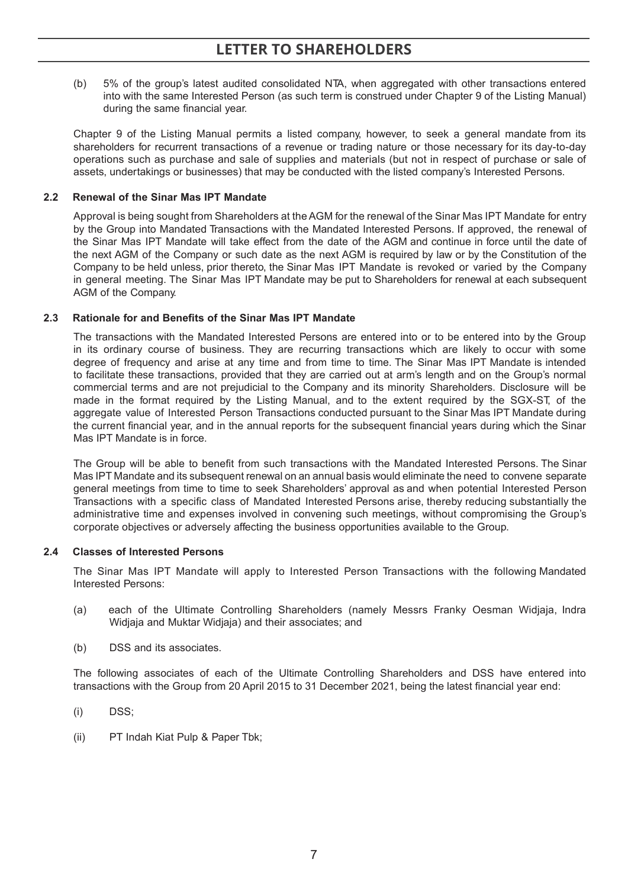(b) 5% of the group's latest audited consolidated NTA, when aggregated with other transactions entered into with the same Interested Person (as such term is construed under Chapter 9 of the Listing Manual) during the same financial year.

Chapter 9 of the Listing Manual permits a listed company, however, to seek a general mandate from its shareholders for recurrent transactions of a revenue or trading nature or those necessary for its day-to-day operations such as purchase and sale of supplies and materials (but not in respect of purchase or sale of assets, undertakings or businesses) that may be conducted with the listed company's Interested Persons.

### 2.2 Renewal of the Sinar Mas IPT Mandate

Approval is being sought from Shareholders at the AGM for the renewal of the Sinar Mas IPT Mandate for entry by the Group into Mandated Transactions with the Mandated Interested Persons. If approved, the renewal of the Sinar Mas IPT Mandate will take effect from the date of the AGM and continue in force until the date of the next AGM of the Company or such date as the next AGM is required by law or by the Constitution of the Company to be held unless, prior thereto, the Sinar Mas IPT Mandate is revoked or varied by the Company in general meeting. The Sinar Mas IPT Mandate may be put to Shareholders for renewal at each subsequent AGM of the Company.

### 2.3 Rationale for and Benefits of the Sinar Mas IPT Mandate

The transactions with the Mandated Interested Persons are entered into or to be entered into by the Group in its ordinary course of business. They are recurring transactions which are likely to occur with some degree of frequency and arise at any time and from time to time. The Sinar Mas IPT Mandate is intended to facilitate these transactions, provided that they are carried out at arm's length and on the Group's normal commercial terms and are not prejudicial to the Company and its minority Shareholders. Disclosure will be made in the format required by the Listing Manual, and to the extent required by the SGX-ST, of the aggregate value of Interested Person Transactions conducted pursuant to the Sinar Mas IPT Mandate during the current financial year, and in the annual reports for the subsequent financial years during which the Sinar Mas IPT Mandate is in force.

The Group will be able to benefit from such transactions with the Mandated Interested Persons. The Sinar Mas IPT Mandate and its subsequent renewal on an annual basis would eliminate the need to convene separate general meetings from time to time to seek Shareholders' approval as and when potential Interested Person Transactions with a specific class of Mandated Interested Persons arise, thereby reducing substantially the administrative time and expenses involved in convening such meetings, without compromising the Group's corporate objectives or adversely affecting the business opportunities available to the Group.

### 2.4 Classes of Interested Persons

The Sinar Mas IPT Mandate will apply to Interested Person Transactions with the following Mandated Interested Persons:

(a) each of the Ultimate Controlling Shareholders (namely Messrs Franky Oesman Widjaja, Indra Widjaja and Muktar Widjaja) and their associates; and

(b) DSS and its associates.

The following associates of each of the Ultimate Controlling Shareholders and DSS have entered into transactions with the Group from 20 April 2015 to 31 December 2021, being the latest financial year end:

(i) DSS;

(ii) PT Indah Kiat Pulp & Paper Tbk;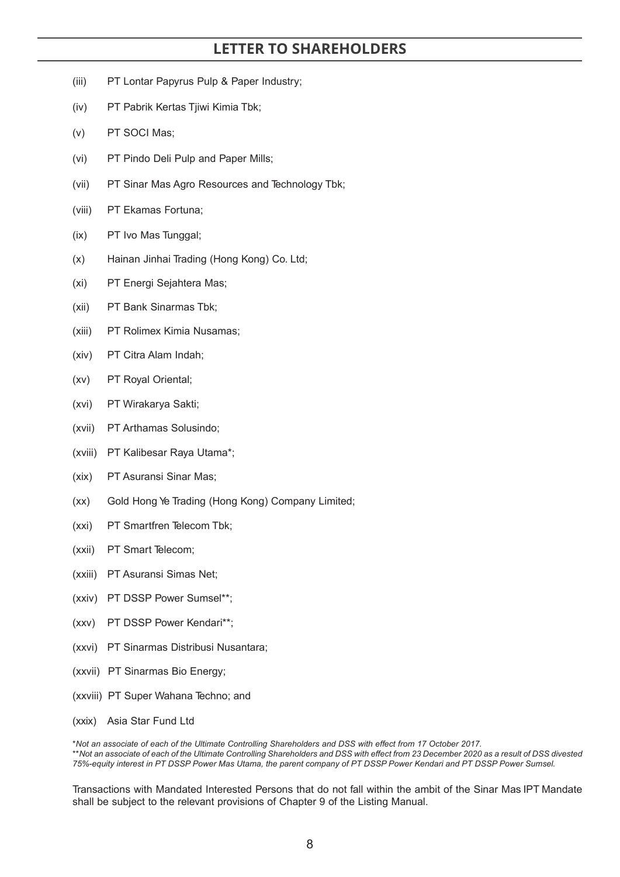(iii) PT Lontar Papyrus Pulp & Paper Industry;

(iv) PT Pabrik Kertas Tjiwi Kimia Tbk;

(v) PT SOCI Mas;

(vi) PT Pindo Deli Pulp and Paper Mills;

(vii) PT Sinar Mas Agro Resources and Technology Tbk;

(viii) PT Ekamas Fortuna;

(ix) PT Ivo Mas Tunggal;

(x) Hainan Jinhai Trading (Hong Kong) Co. Ltd;

(xi) PT Energi Sejahtera Mas;

(xii) PT Bank Sinarmas Tbk;

(xiii) PT Rolimex Kimia Nusamas;

(xiv) PT Citra Alam Indah;

(xv) PT Royal Oriental;

(xvi) PT Wirakarya Sakti;

(xvii) PT Arthamas Solusindo;

(xviii) PT Kalibesar Raya Utama*;

(xix) PT Asuransi Sinar Mas;

(xx) Gold Hong Ye Trading (Hong Kong) Company Limited;

(xxi) PT Smartfren Telecom Tbk;

(xxii) PT Smart Telecom;

(xxiii) PT Asuransi Simas Net;

(xxiv) PT DSSP Power Sumsel**;

(xxv) PT DSSP Power Kendari**;

(xxvi) PT Sinarmas Distribusi Nusantara;

(xxvii) PT Sinarmas Bio Energy;

(xxviii) PT Super Wahana Techno; and

(xxix) Asia Star Fund Ltd

*\*Not an associate of each of the Ultimate Controlling Shareholders and DSS with effect from 17 October 2017.*
*\*\*Not an associate of each of the Ultimate Controlling Shareholders and DSS with effect from 23 December 2020 as a result of DSS divested 75%-equity interest in PT DSSP Power Mas Utama, the parent company of PT DSSP Power Kendari and PT DSSP Power Sumsel.*

Transactions with Mandated Interested Persons that do not fall within the ambit of the Sinar Mas IPT Mandate shall be subject to the relevant provisions of Chapter 9 of the Listing Manual.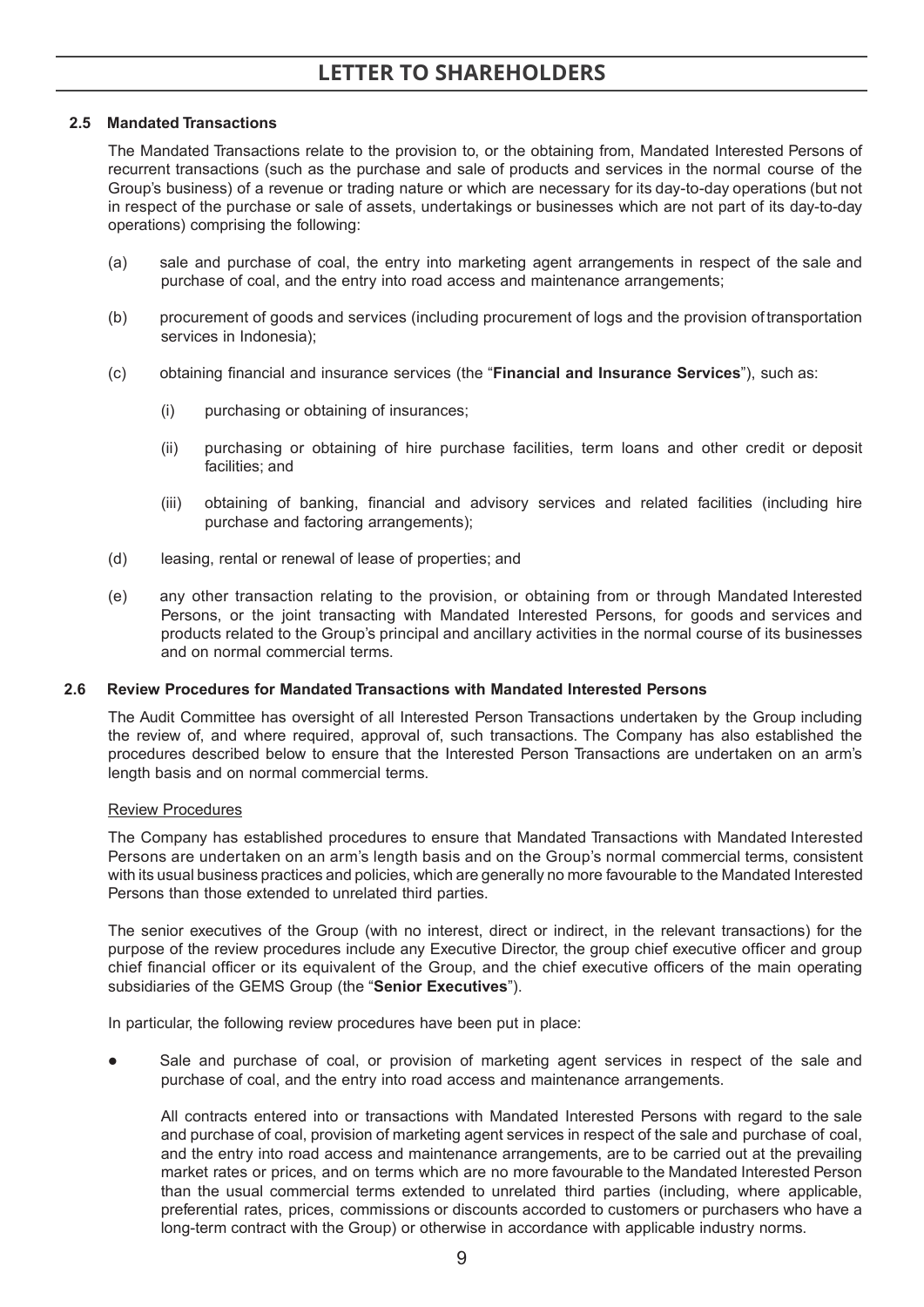### 2.5 Mandated Transactions

The Mandated Transactions relate to the provision to, or the obtaining from, Mandated Interested Persons of recurrent transactions (such as the purchase and sale of products and services in the normal course of the Group's business) of a revenue or trading nature or which are necessary for its day-to-day operations (but not in respect of the purchase or sale of assets, undertakings or businesses which are not part of its day-to-day operations) comprising the following:

(a) sale and purchase of coal, the entry into marketing agent arrangements in respect of the sale and purchase of coal, and the entry into road access and maintenance arrangements;

(b) procurement of goods and services (including procurement of logs and the provision of transportation services in Indonesia);

(c) obtaining financial and insurance services (the "**Financial and Insurance Services**"), such as:

   (i) purchasing or obtaining of insurances;

   (ii) purchasing or obtaining of hire purchase facilities, term loans and other credit or deposit facilities; and

   (iii) obtaining of banking, financial and advisory services and related facilities (including hire purchase and factoring arrangements);

(d) leasing, rental or renewal of lease of properties; and

(e) any other transaction relating to the provision, or obtaining from or through Mandated Interested Persons, or the joint transacting with Mandated Interested Persons, for goods and services and products related to the Group's principal and ancillary activities in the normal course of its businesses and on normal commercial terms.

### 2.6 Review Procedures for Mandated Transactions with Mandated Interested Persons

The Audit Committee has oversight of all Interested Person Transactions undertaken by the Group including the review of, and where required, approval of, such transactions. The Company has also established the procedures described below to ensure that the Interested Person Transactions are undertaken on an arm's length basis and on normal commercial terms.

Review Procedures

The Company has established procedures to ensure that Mandated Transactions with Mandated Interested Persons are undertaken on an arm's length basis and on the Group's normal commercial terms, consistent with its usual business practices and policies, which are generally no more favourable to the Mandated Interested Persons than those extended to unrelated third parties.

The senior executives of the Group (with no interest, direct or indirect, in the relevant transactions) for the purpose of the review procedures include any Executive Director, the group chief executive officer and group chief financial officer or its equivalent of the Group, and the chief executive officers of the main operating subsidiaries of the GEMS Group (the "**Senior Executives**").

In particular, the following review procedures have been put in place:

- Sale and purchase of coal, or provision of marketing agent services in respect of the sale and purchase of coal, and the entry into road access and maintenance arrangements.

  All contracts entered into or transactions with Mandated Interested Persons with regard to the sale and purchase of coal, provision of marketing agent services in respect of the sale and purchase of coal, and the entry into road access and maintenance arrangements, are to be carried out at the prevailing market rates or prices, and on terms which are no more favourable to the Mandated Interested Person than the usual commercial terms extended to unrelated third parties (including, where applicable, preferential rates, prices, commissions or discounts accorded to customers or purchasers who have a long-term contract with the Group) or otherwise in accordance with applicable industry norms.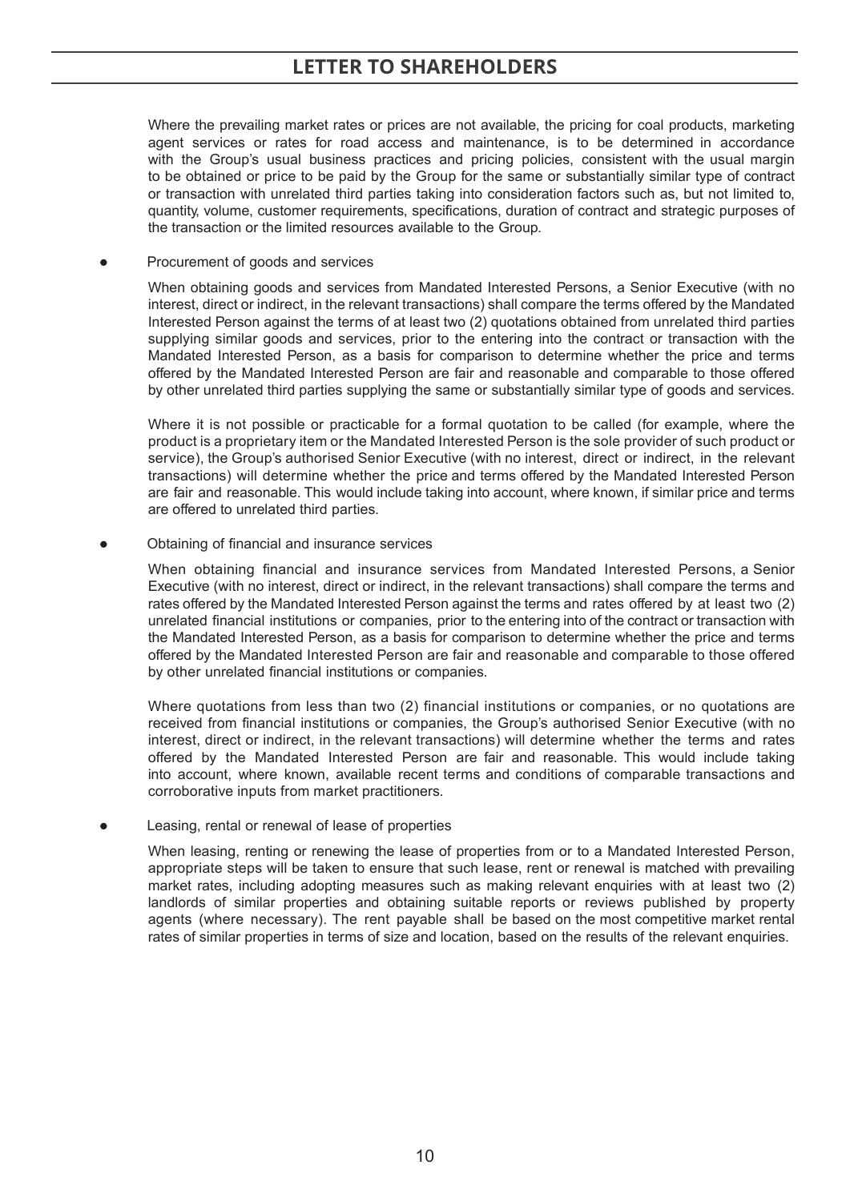Where the prevailing market rates or prices are not available, the pricing for coal products, marketing agent services or rates for road access and maintenance, is to be determined in accordance with the Group's usual business practices and pricing policies, consistent with the usual margin to be obtained or price to be paid by the Group for the same or substantially similar type of contract or transaction with unrelated third parties taking into consideration factors such as, but not limited to, quantity, volume, customer requirements, specifications, duration of contract and strategic purposes of the transaction or the limited resources available to the Group.

- Procurement of goods and services

  When obtaining goods and services from Mandated Interested Persons, a Senior Executive (with no interest, direct or indirect, in the relevant transactions) shall compare the terms offered by the Mandated Interested Person against the terms of at least two (2) quotations obtained from unrelated third parties supplying similar goods and services, prior to the entering into the contract or transaction with the Mandated Interested Person, as a basis for comparison to determine whether the price and terms offered by the Mandated Interested Person are fair and reasonable and comparable to those offered by other unrelated third parties supplying the same or substantially similar type of goods and services.

  Where it is not possible or practicable for a formal quotation to be called (for example, where the product is a proprietary item or the Mandated Interested Person is the sole provider of such product or service), the Group's authorised Senior Executive (with no interest, direct or indirect, in the relevant transactions) will determine whether the price and terms offered by the Mandated Interested Person are fair and reasonable. This would include taking into account, where known, if similar price and terms are offered to unrelated third parties.

- Obtaining of financial and insurance services

  When obtaining financial and insurance services from Mandated Interested Persons, a Senior Executive (with no interest, direct or indirect, in the relevant transactions) shall compare the terms and rates offered by the Mandated Interested Person against the terms and rates offered by at least two (2) unrelated financial institutions or companies, prior to the entering into of the contract or transaction with the Mandated Interested Person, as a basis for comparison to determine whether the price and terms offered by the Mandated Interested Person are fair and reasonable and comparable to those offered by other unrelated financial institutions or companies.

  Where quotations from less than two (2) financial institutions or companies, or no quotations are received from financial institutions or companies, the Group's authorised Senior Executive (with no interest, direct or indirect, in the relevant transactions) will determine whether the terms and rates offered by the Mandated Interested Person are fair and reasonable. This would include taking into account, where known, available recent terms and conditions of comparable transactions and corroborative inputs from market practitioners.

- Leasing, rental or renewal of lease of properties

  When leasing, renting or renewing the lease of properties from or to a Mandated Interested Person, appropriate steps will be taken to ensure that such lease, rent or renewal is matched with prevailing market rates, including adopting measures such as making relevant enquiries with at least two (2) landlords of similar properties and obtaining suitable reports or reviews published by property agents (where necessary). The rent payable shall be based on the most competitive market rental rates of similar properties in terms of size and location, based on the results of the relevant enquiries.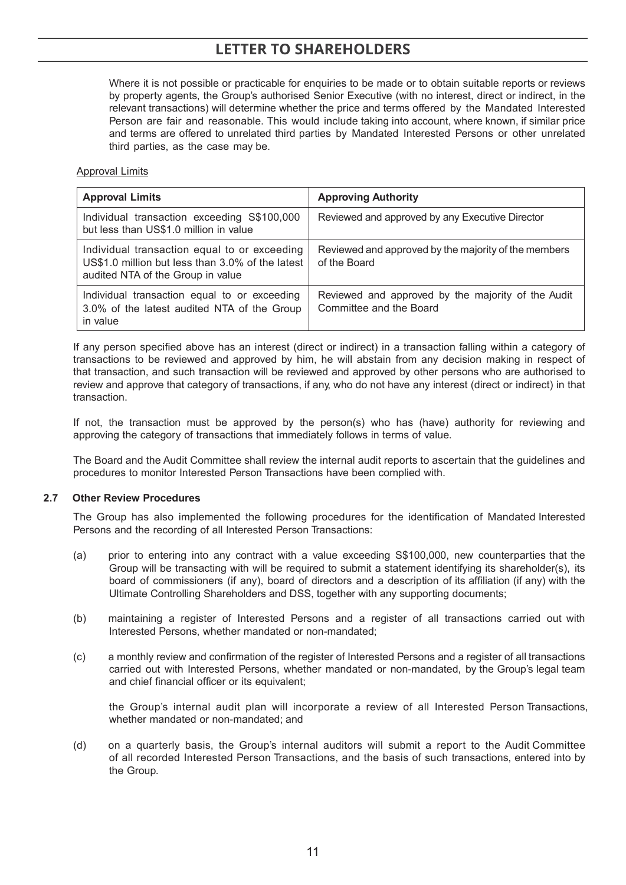Where it is not possible or practicable for enquiries to be made or to obtain suitable reports or reviews by property agents, the Group's authorised Senior Executive (with no interest, direct or indirect, in the relevant transactions) will determine whether the price and terms offered by the Mandated Interested Person are fair and reasonable. This would include taking into account, where known, if similar price and terms are offered to unrelated third parties by Mandated Interested Persons or other unrelated third parties, as the case may be.

Approval Limits

| Approval Limits | Approving Authority |
| --- | --- |
| Individual transaction exceeding S$100,000 but less than US$1.0 million in value | Reviewed and approved by any Executive Director |
| Individual transaction equal to or exceeding US$1.0 million but less than 3.0% of the latest audited NTA of the Group in value | Reviewed and approved by the majority of the members of the Board |
| Individual transaction equal to or exceeding 3.0% of the latest audited NTA of the Group in value | Reviewed and approved by the majority of the Audit Committee and the Board |

If any person specified above has an interest (direct or indirect) in a transaction falling within a category of transactions to be reviewed and approved by him, he will abstain from any decision making in respect of that transaction, and such transaction will be reviewed and approved by other persons who are authorised to review and approve that category of transactions, if any, who do not have any interest (direct or indirect) in that transaction.

If not, the transaction must be approved by the person(s) who has (have) authority for reviewing and approving the category of transactions that immediately follows in terms of value.

The Board and the Audit Committee shall review the internal audit reports to ascertain that the guidelines and procedures to monitor Interested Person Transactions have been complied with.

### 2.7 Other Review Procedures

The Group has also implemented the following procedures for the identification of Mandated Interested Persons and the recording of all Interested Person Transactions:

(a) prior to entering into any contract with a value exceeding S$100,000, new counterparties that the Group will be transacting with will be required to submit a statement identifying its shareholder(s), its board of commissioners (if any), board of directors and a description of its affiliation (if any) with the Ultimate Controlling Shareholders and DSS, together with any supporting documents;

(b) maintaining a register of Interested Persons and a register of all transactions carried out with Interested Persons, whether mandated or non-mandated;

(c) a monthly review and confirmation of the register of Interested Persons and a register of all transactions carried out with Interested Persons, whether mandated or non-mandated, by the Group's legal team and chief financial officer or its equivalent;

the Group's internal audit plan will incorporate a review of all Interested Person Transactions, whether mandated or non-mandated; and

(d) on a quarterly basis, the Group's internal auditors will submit a report to the Audit Committee of all recorded Interested Person Transactions, and the basis of such transactions, entered into by the Group.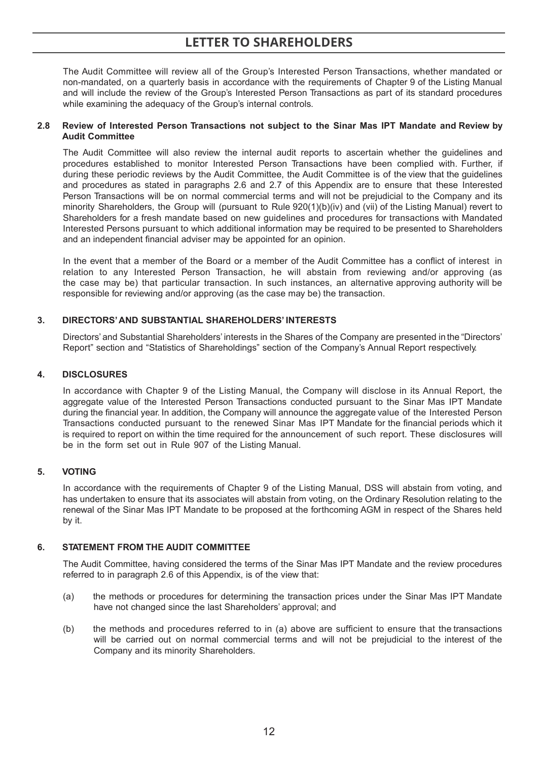The Audit Committee will review all of the Group's Interested Person Transactions, whether mandated or non-mandated, on a quarterly basis in accordance with the requirements of Chapter 9 of the Listing Manual and will include the review of the Group's Interested Person Transactions as part of its standard procedures while examining the adequacy of the Group's internal controls.

**2.8 Review of Interested Person Transactions not subject to the Sinar Mas IPT Mandate and Review by Audit Committee**

The Audit Committee will also review the internal audit reports to ascertain whether the guidelines and procedures established to monitor Interested Person Transactions have been complied with. Further, if during these periodic reviews by the Audit Committee, the Audit Committee is of the view that the guidelines and procedures as stated in paragraphs 2.6 and 2.7 of this Appendix are to ensure that these Interested Person Transactions will be on normal commercial terms and will not be prejudicial to the Company and its minority Shareholders, the Group will (pursuant to Rule 920(1)(b)(iv) and (vii) of the Listing Manual) revert to Shareholders for a fresh mandate based on new guidelines and procedures for transactions with Mandated Interested Persons pursuant to which additional information may be required to be presented to Shareholders and an independent financial adviser may be appointed for an opinion.

In the event that a member of the Board or a member of the Audit Committee has a conflict of interest in relation to any Interested Person Transaction, he will abstain from reviewing and/or approving (as the case may be) that particular transaction. In such instances, an alternative approving authority will be responsible for reviewing and/or approving (as the case may be) the transaction.

## 3. DIRECTORS' AND SUBSTANTIAL SHAREHOLDERS' INTERESTS

Directors' and Substantial Shareholders' interests in the Shares of the Company are presented in the "Directors' Report" section and "Statistics of Shareholdings" section of the Company's Annual Report respectively.

## 4. DISCLOSURES

In accordance with Chapter 9 of the Listing Manual, the Company will disclose in its Annual Report, the aggregate value of the Interested Person Transactions conducted pursuant to the Sinar Mas IPT Mandate during the financial year. In addition, the Company will announce the aggregate value of the Interested Person Transactions conducted pursuant to the renewed Sinar Mas IPT Mandate for the financial periods which it is required to report on within the time required for the announcement of such report. These disclosures will be in the form set out in Rule 907 of the Listing Manual.

## 5. VOTING

In accordance with the requirements of Chapter 9 of the Listing Manual, DSS will abstain from voting, and has undertaken to ensure that its associates will abstain from voting, on the Ordinary Resolution relating to the renewal of the Sinar Mas IPT Mandate to be proposed at the forthcoming AGM in respect of the Shares held by it.

## 6. STATEMENT FROM THE AUDIT COMMITTEE

The Audit Committee, having considered the terms of the Sinar Mas IPT Mandate and the review procedures referred to in paragraph 2.6 of this Appendix, is of the view that:

(a) the methods or procedures for determining the transaction prices under the Sinar Mas IPT Mandate have not changed since the last Shareholders' approval; and

(b) the methods and procedures referred to in (a) above are sufficient to ensure that the transactions will be carried out on normal commercial terms and will not be prejudicial to the interest of the Company and its minority Shareholders.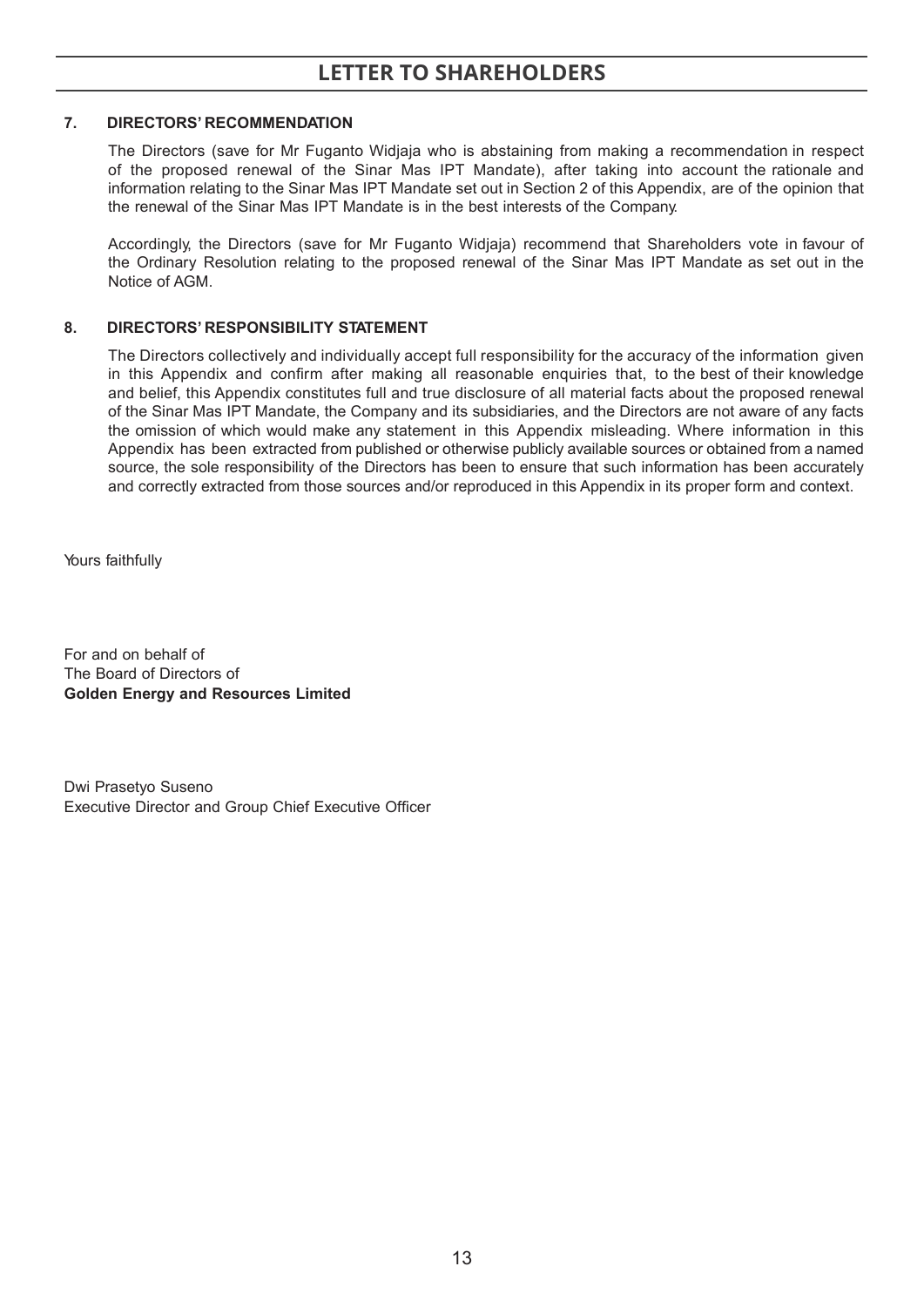## LETTER TO SHAREHOLDERS

### 7. DIRECTORS' RECOMMENDATION

The Directors (save for Mr Fuganto Widjaja who is abstaining from making a recommendation in respect of the proposed renewal of the Sinar Mas IPT Mandate), after taking into account the rationale and information relating to the Sinar Mas IPT Mandate set out in Section 2 of this Appendix, are of the opinion that the renewal of the Sinar Mas IPT Mandate is in the best interests of the Company.

Accordingly, the Directors (save for Mr Fuganto Widjaja) recommend that Shareholders vote in favour of the Ordinary Resolution relating to the proposed renewal of the Sinar Mas IPT Mandate as set out in the Notice of AGM.

### 8. DIRECTORS' RESPONSIBILITY STATEMENT

The Directors collectively and individually accept full responsibility for the accuracy of the information given in this Appendix and confirm after making all reasonable enquiries that, to the best of their knowledge and belief, this Appendix constitutes full and true disclosure of all material facts about the proposed renewal of the Sinar Mas IPT Mandate, the Company and its subsidiaries, and the Directors are not aware of any facts the omission of which would make any statement in this Appendix misleading. Where information in this Appendix has been extracted from published or otherwise publicly available sources or obtained from a named source, the sole responsibility of the Directors has been to ensure that such information has been accurately and correctly extracted from those sources and/or reproduced in this Appendix in its proper form and context.

Yours faithfully

For and on behalf of
The Board of Directors of
**Golden Energy and Resources Limited**

Dwi Prasetyo Suseno
Executive Director and Group Chief Executive Officer